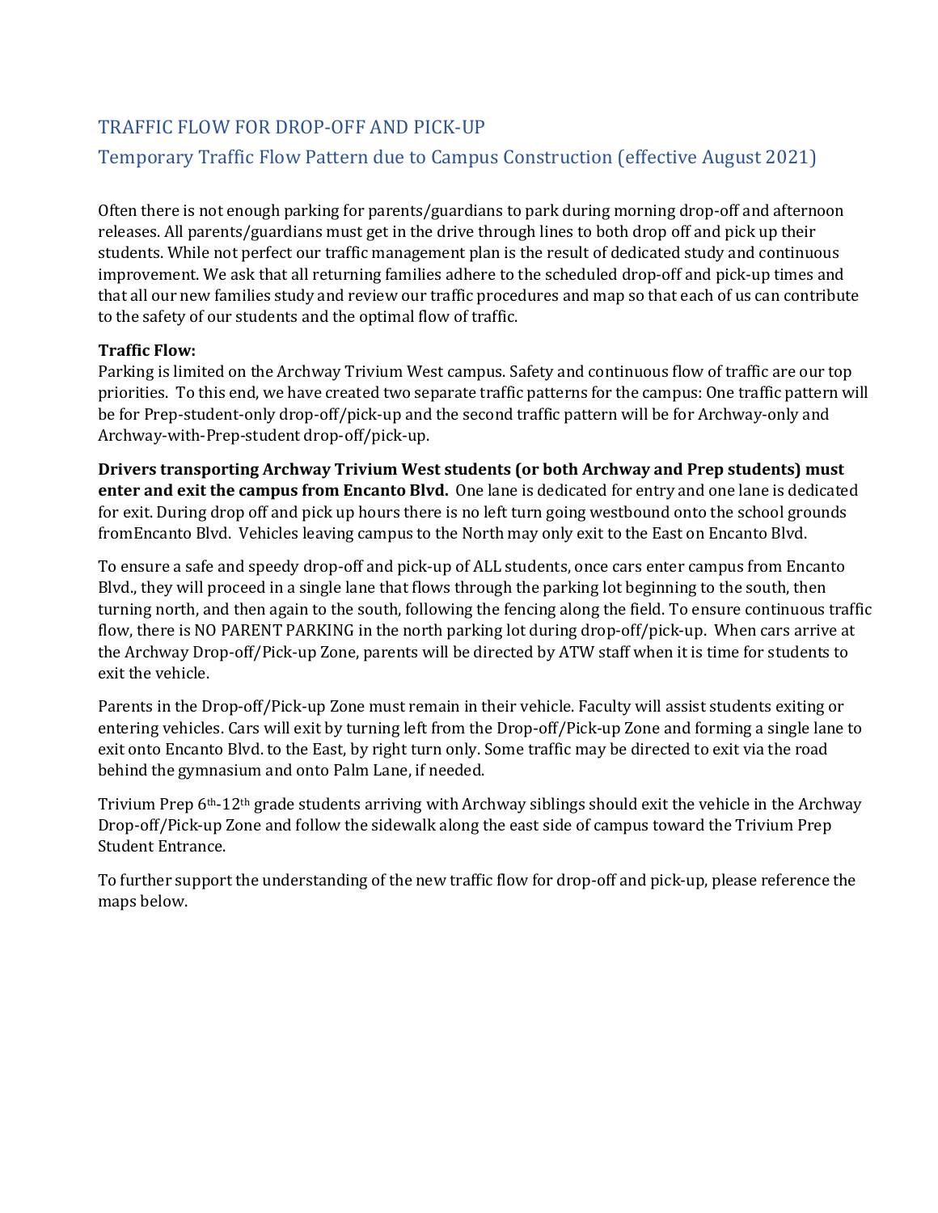## TRAFFIC FLOW FOR DROP-OFF AND PICK-UP

### Temporary Traffic Flow Pattern due to Campus Construction (effective August 2021)

Often there is not enough parking for parents/guardians to park during morning drop-off and afternoon releases. All parents/guardians must get in the drive through lines to both drop off and pick up their students. While not perfect our traffic management plan is the result of dedicated study and continuous improvement. We ask that all returning families adhere to the scheduled drop-off and pick-up times and that all our new families study and review our traffic procedures and map so that each of us can contribute to the safety of our students and the optimal flow of traffic.

**Traffic Flow:**
Parking is limited on the Archway Trivium West campus. Safety and continuous flow of traffic are our top priorities. To this end, we have created two separate traffic patterns for the campus: One traffic pattern will be for Prep-student-only drop-off/pick-up and the second traffic pattern will be for Archway-only and Archway-with-Prep-student drop-off/pick-up.

**Drivers transporting Archway Trivium West students (or both Archway and Prep students) must enter and exit the campus from Encanto Blvd.** One lane is dedicated for entry and one lane is dedicated for exit. During drop off and pick up hours there is no left turn going westbound onto the school grounds fromEncanto Blvd. Vehicles leaving campus to the North may only exit to the East on Encanto Blvd.

To ensure a safe and speedy drop-off and pick-up of ALL students, once cars enter campus from Encanto Blvd., they will proceed in a single lane that flows through the parking lot beginning to the south, then turning north, and then again to the south, following the fencing along the field. To ensure continuous traffic flow, there is NO PARENT PARKING in the north parking lot during drop-off/pick-up. When cars arrive at the Archway Drop-off/Pick-up Zone, parents will be directed by ATW staff when it is time for students to exit the vehicle.

Parents in the Drop-off/Pick-up Zone must remain in their vehicle. Faculty will assist students exiting or entering vehicles. Cars will exit by turning left from the Drop-off/Pick-up Zone and forming a single lane to exit onto Encanto Blvd. to the East, by right turn only. Some traffic may be directed to exit via the road behind the gymnasium and onto Palm Lane, if needed.

Trivium Prep 6th-12th grade students arriving with Archway siblings should exit the vehicle in the Archway Drop-off/Pick-up Zone and follow the sidewalk along the east side of campus toward the Trivium Prep Student Entrance.

To further support the understanding of the new traffic flow for drop-off and pick-up, please reference the maps below.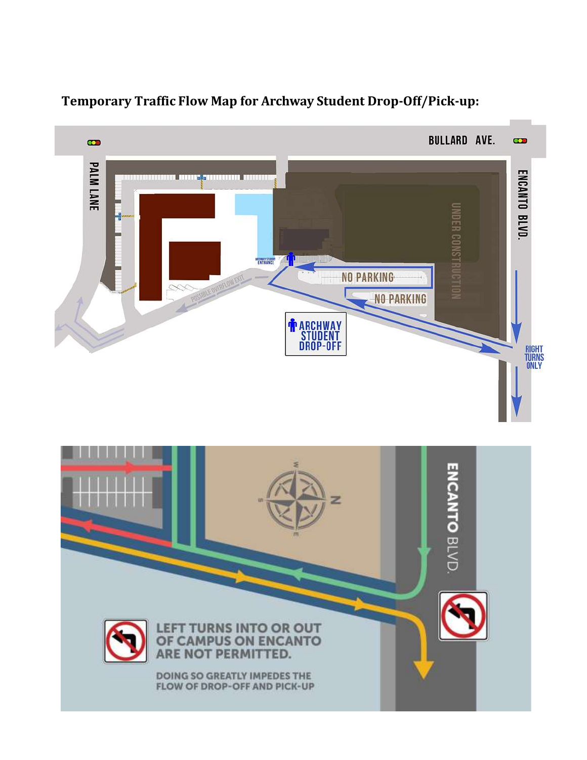**Temporary Traffic Flow Map for Archway Student Drop-Off/Pick-up:**

BULLARD AVE.

PALM LANE

ENCANTO BLVD.

UNDER CONSTRUCTION

ARCHWAY STUDENT ENTRANCE

POSSIBLE OVERFLOW EXIT

NO PARKING

NO PARKING

ARCHWAY STUDENT DROP-OFF

RIGHT TURNS ONLY

ENCANTO BLVD.

LEFT TURNS INTO OR OUT OF CAMPUS ON ENCANTO ARE NOT PERMITTED.

DOING SO GREATLY IMPEDES THE FLOW OF DROP-OFF AND PICK-UP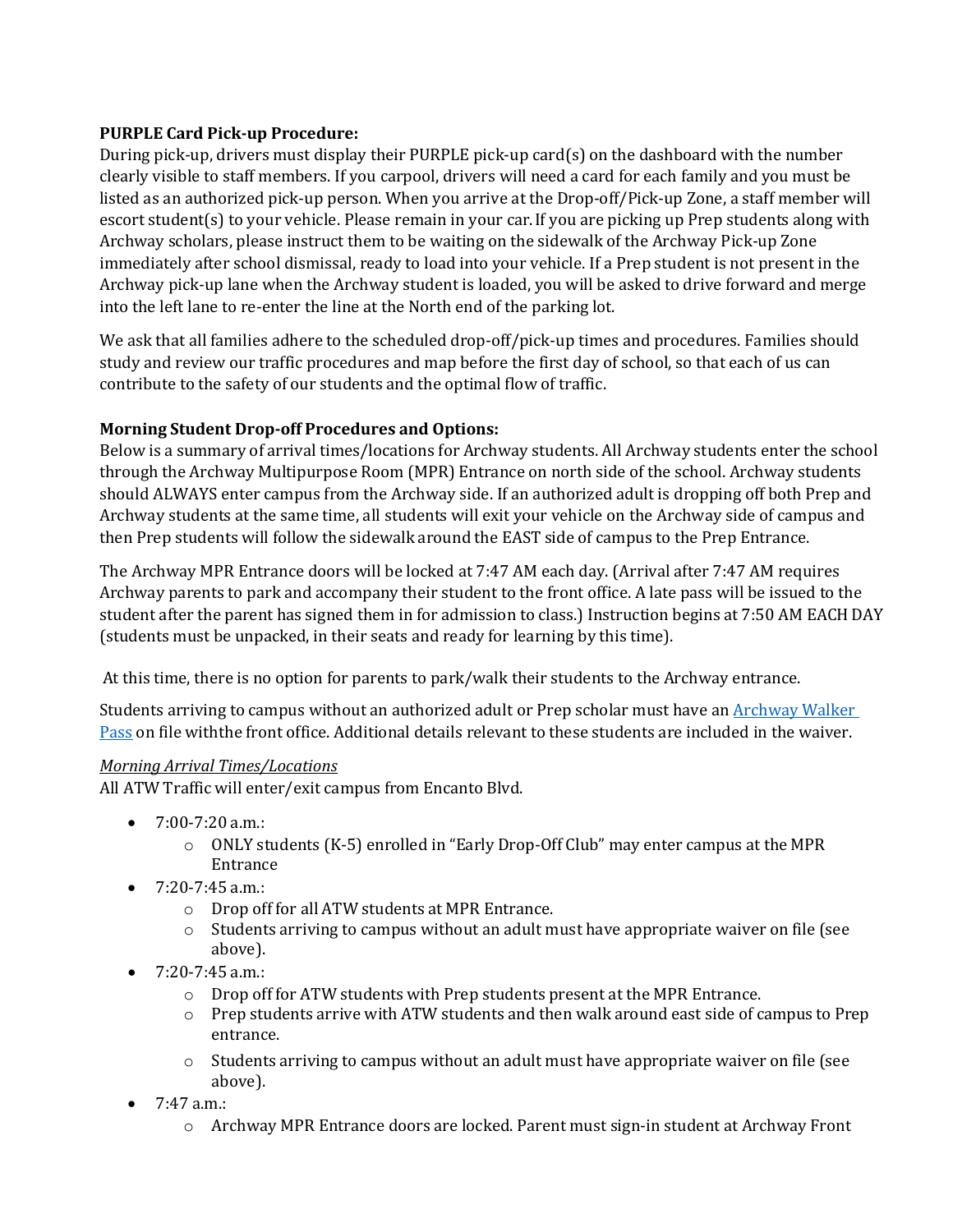**PURPLE Card Pick-up Procedure:**
During pick-up, drivers must display their PURPLE pick-up card(s) on the dashboard with the number clearly visible to staff members. If you carpool, drivers will need a card for each family and you must be listed as an authorized pick-up person. When you arrive at the Drop-off/Pick-up Zone, a staff member will escort student(s) to your vehicle. Please remain in your car. If you are picking up Prep students along with Archway scholars, please instruct them to be waiting on the sidewalk of the Archway Pick-up Zone immediately after school dismissal, ready to load into your vehicle. If a Prep student is not present in the Archway pick-up lane when the Archway student is loaded, you will be asked to drive forward and merge into the left lane to re-enter the line at the North end of the parking lot.

We ask that all families adhere to the scheduled drop-off/pick-up times and procedures. Families should study and review our traffic procedures and map before the first day of school, so that each of us can contribute to the safety of our students and the optimal flow of traffic.

**Morning Student Drop-off Procedures and Options:**
Below is a summary of arrival times/locations for Archway students. All Archway students enter the school through the Archway Multipurpose Room (MPR) Entrance on north side of the school. Archway students should ALWAYS enter campus from the Archway side. If an authorized adult is dropping off both Prep and Archway students at the same time, all students will exit your vehicle on the Archway side of campus and then Prep students will follow the sidewalk around the EAST side of campus to the Prep Entrance.

The Archway MPR Entrance doors will be locked at 7:47 AM each day. (Arrival after 7:47 AM requires Archway parents to park and accompany their student to the front office. A late pass will be issued to the student after the parent has signed them in for admission to class.) Instruction begins at 7:50 AM EACH DAY (students must be unpacked, in their seats and ready for learning by this time).

At this time, there is no option for parents to park/walk their students to the Archway entrance.

Students arriving to campus without an authorized adult or Prep scholar must have an [Archway Walker Pass] on file withthe front office. Additional details relevant to these students are included in the waiver.

*Morning Arrival Times/Locations*
All ATW Traffic will enter/exit campus from Encanto Blvd.

- 7:00-7:20 a.m.:
  - ONLY students (K-5) enrolled in "Early Drop-Off Club" may enter campus at the MPR Entrance
- 7:20-7:45 a.m.:
  - Drop off for all ATW students at MPR Entrance.
  - Students arriving to campus without an adult must have appropriate waiver on file (see above).
- 7:20-7:45 a.m.:
  - Drop off for ATW students with Prep students present at the MPR Entrance.
  - Prep students arrive with ATW students and then walk around east side of campus to Prep entrance.
  - Students arriving to campus without an adult must have appropriate waiver on file (see above).
- 7:47 a.m.:
  - Archway MPR Entrance doors are locked. Parent must sign-in student at Archway Front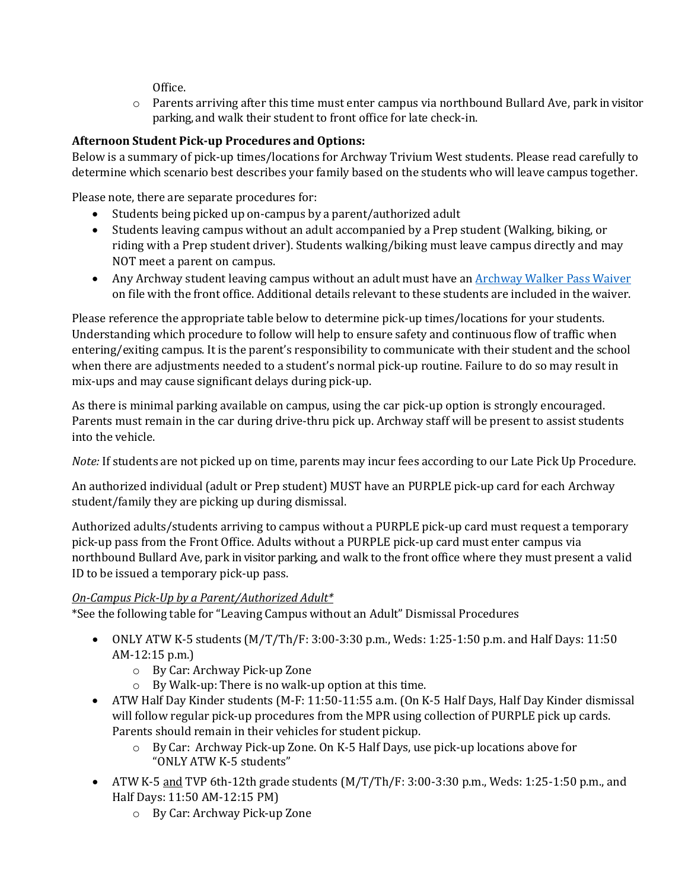Office.
  - Parents arriving after this time must enter campus via northbound Bullard Ave, park in visitor parking, and walk their student to front office for late check-in.

**Afternoon Student Pick-up Procedures and Options:**
Below is a summary of pick-up times/locations for Archway Trivium West students. Please read carefully to determine which scenario best describes your family based on the students who will leave campus together.

Please note, there are separate procedures for:

- Students being picked up on-campus by a parent/authorized adult
- Students leaving campus without an adult accompanied by a Prep student (Walking, biking, or riding with a Prep student driver). Students walking/biking must leave campus directly and may NOT meet a parent on campus.
- Any Archway student leaving campus without an adult must have an [Archway Walker Pass Waiver]() on file with the front office. Additional details relevant to these students are included in the waiver.

Please reference the appropriate table below to determine pick-up times/locations for your students. Understanding which procedure to follow will help to ensure safety and continuous flow of traffic when entering/exiting campus. It is the parent's responsibility to communicate with their student and the school when there are adjustments needed to a student's normal pick-up routine. Failure to do so may result in mix-ups and may cause significant delays during pick-up.

As there is minimal parking available on campus, using the car pick-up option is strongly encouraged. Parents must remain in the car during drive-thru pick up. Archway staff will be present to assist students into the vehicle.

*Note:* If students are not picked up on time, parents may incur fees according to our Late Pick Up Procedure.

An authorized individual (adult or Prep student) MUST have an PURPLE pick-up card for each Archway student/family they are picking up during dismissal.

Authorized adults/students arriving to campus without a PURPLE pick-up card must request a temporary pick-up pass from the Front Office. Adults without a PURPLE pick-up card must enter campus via northbound Bullard Ave, park in visitor parking, and walk to the front office where they must present a valid ID to be issued a temporary pick-up pass.

*<u>On-Campus Pick-Up by a Parent/Authorized Adult*</u>*
*See the following table for "Leaving Campus without an Adult" Dismissal Procedures

- ONLY ATW K-5 students (M/T/Th/F: 3:00-3:30 p.m., Weds: 1:25-1:50 p.m. and Half Days: 11:50 AM-12:15 p.m.)
  - By Car: Archway Pick-up Zone
  - By Walk-up: There is no walk-up option at this time.
- ATW Half Day Kinder students (M-F: 11:50-11:55 a.m. (On K-5 Half Days, Half Day Kinder dismissal will follow regular pick-up procedures from the MPR using collection of PURPLE pick up cards. Parents should remain in their vehicles for student pickup.
  - By Car: Archway Pick-up Zone. On K-5 Half Days, use pick-up locations above for "ONLY ATW K-5 students"
- ATW K-5 <u>and</u> TVP 6th-12th grade students (M/T/Th/F: 3:00-3:30 p.m., Weds: 1:25-1:50 p.m., and Half Days: 11:50 AM-12:15 PM)
  - By Car: Archway Pick-up Zone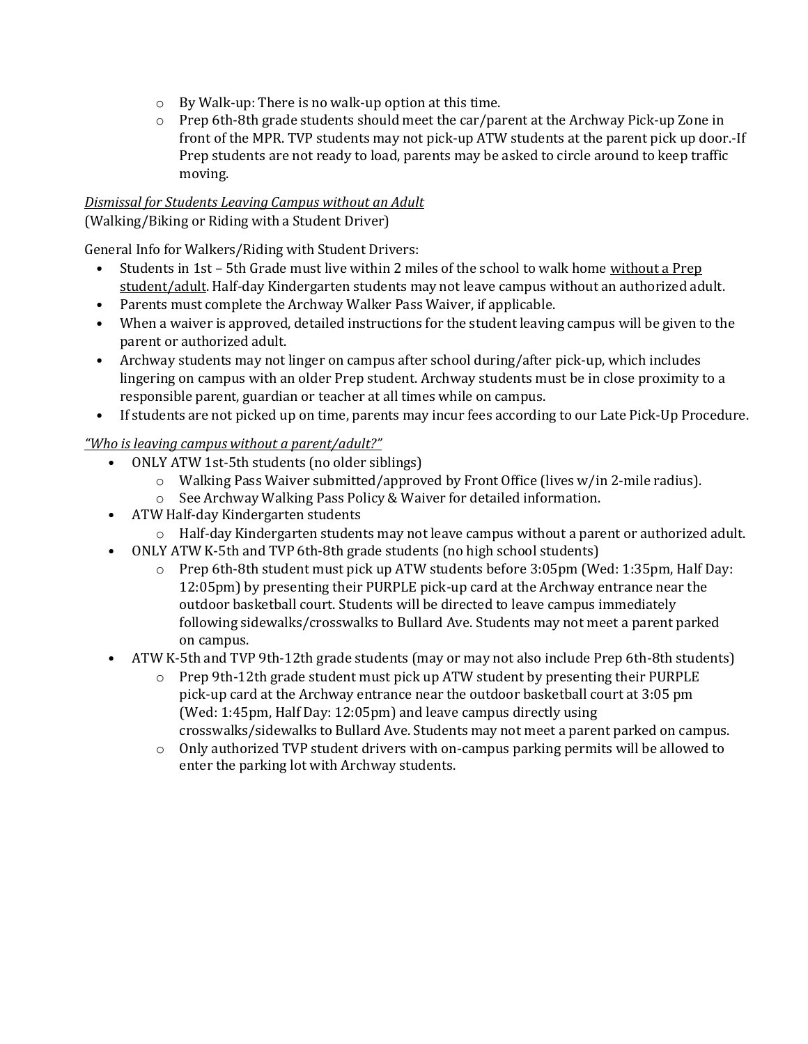- By Walk-up: There is no walk-up option at this time.
  - Prep 6th-8th grade students should meet the car/parent at the Archway Pick-up Zone in front of the MPR. TVP students may not pick-up ATW students at the parent pick up door.-If Prep students are not ready to load, parents may be asked to circle around to keep traffic moving.

*<u>Dismissal for Students Leaving Campus without an Adult</u>*
(Walking/Biking or Riding with a Student Driver)

General Info for Walkers/Riding with Student Drivers:

- Students in 1st – 5th Grade must live within 2 miles of the school to walk home <u>without a Prep student/adult</u>. Half-day Kindergarten students may not leave campus without an authorized adult.
- Parents must complete the Archway Walker Pass Waiver, if applicable.
- When a waiver is approved, detailed instructions for the student leaving campus will be given to the parent or authorized adult.
- Archway students may not linger on campus after school during/after pick-up, which includes lingering on campus with an older Prep student. Archway students must be in close proximity to a responsible parent, guardian or teacher at all times while on campus.
- If students are not picked up on time, parents may incur fees according to our Late Pick-Up Procedure.

*<u>"Who is leaving campus without a parent/adult?"</u>*

- ONLY ATW 1st-5th students (no older siblings)
  - Walking Pass Waiver submitted/approved by Front Office (lives w/in 2-mile radius).
  - See Archway Walking Pass Policy & Waiver for detailed information.
- ATW Half-day Kindergarten students
  - Half-day Kindergarten students may not leave campus without a parent or authorized adult.
- ONLY ATW K-5th and TVP 6th-8th grade students (no high school students)
  - Prep 6th-8th student must pick up ATW students before 3:05pm (Wed: 1:35pm, Half Day: 12:05pm) by presenting their PURPLE pick-up card at the Archway entrance near the outdoor basketball court. Students will be directed to leave campus immediately following sidewalks/crosswalks to Bullard Ave. Students may not meet a parent parked on campus.
- ATW K-5th and TVP 9th-12th grade students (may or may not also include Prep 6th-8th students)
  - Prep 9th-12th grade student must pick up ATW student by presenting their PURPLE pick-up card at the Archway entrance near the outdoor basketball court at 3:05 pm (Wed: 1:45pm, Half Day: 12:05pm) and leave campus directly using crosswalks/sidewalks to Bullard Ave. Students may not meet a parent parked on campus.
  - Only authorized TVP student drivers with on-campus parking permits will be allowed to enter the parking lot with Archway students.